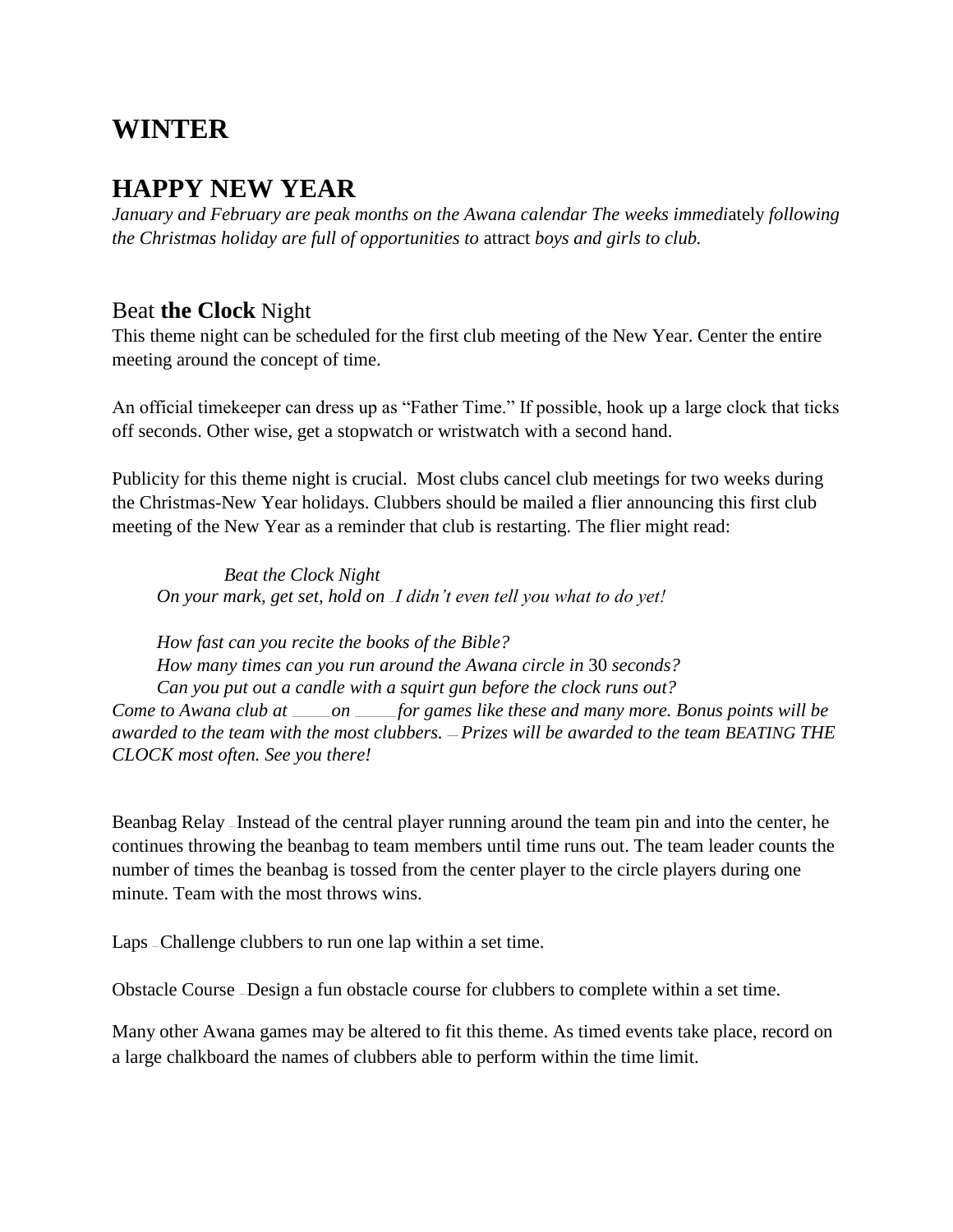# WINTER

# HAPPY NEW YEAR

*January and February are peak months on the Awana calendar The weeks immediately following the Christmas holiday are full of opportunities to attract boys and girls to club.*

## Beat **the Clock** Night

This theme night can be scheduled for the first club meeting of the New Year. Center the entire meeting around the concept of time.

An official timekeeper can dress up as "Father Time." If possible, hook up a large clock that ticks off seconds. Other wise, get a stopwatch or wristwatch with a second hand.

Publicity for this theme night is crucial. Most clubs cancel club meetings for two weeks during the Christmas-New Year holidays. Clubbers should be mailed a flier announcing this first club meeting of the New Year as a reminder that club is restarting. The flier might read:

> *Beat the Clock Night*
>
> *On your mark, get set, hold on – I didn't even tell you what to do yet!*
>
> *How fast can you recite the books of the Bible?*
> *How many times can you run around the Awana circle in 30 seconds?*
> *Can you put out a candle with a squirt gun before the clock runs out?*
>
> *Come to Awana club at _____ on _____ for games like these and many more. Bonus points will be awarded to the team with the most clubbers. – Prizes will be awarded to the team BEATING THE CLOCK most often. See you there!*

Beanbag Relay – Instead of the central player running around the team pin and into the center, he continues throwing the beanbag to team members until time runs out. The team leader counts the number of times the beanbag is tossed from the center player to the circle players during one minute. Team with the most throws wins.

Laps – Challenge clubbers to run one lap within a set time.

Obstacle Course – Design a fun obstacle course for clubbers to complete within a set time.

Many other Awana games may be altered to fit this theme. As timed events take place, record on a large chalkboard the names of clubbers able to perform within the time limit.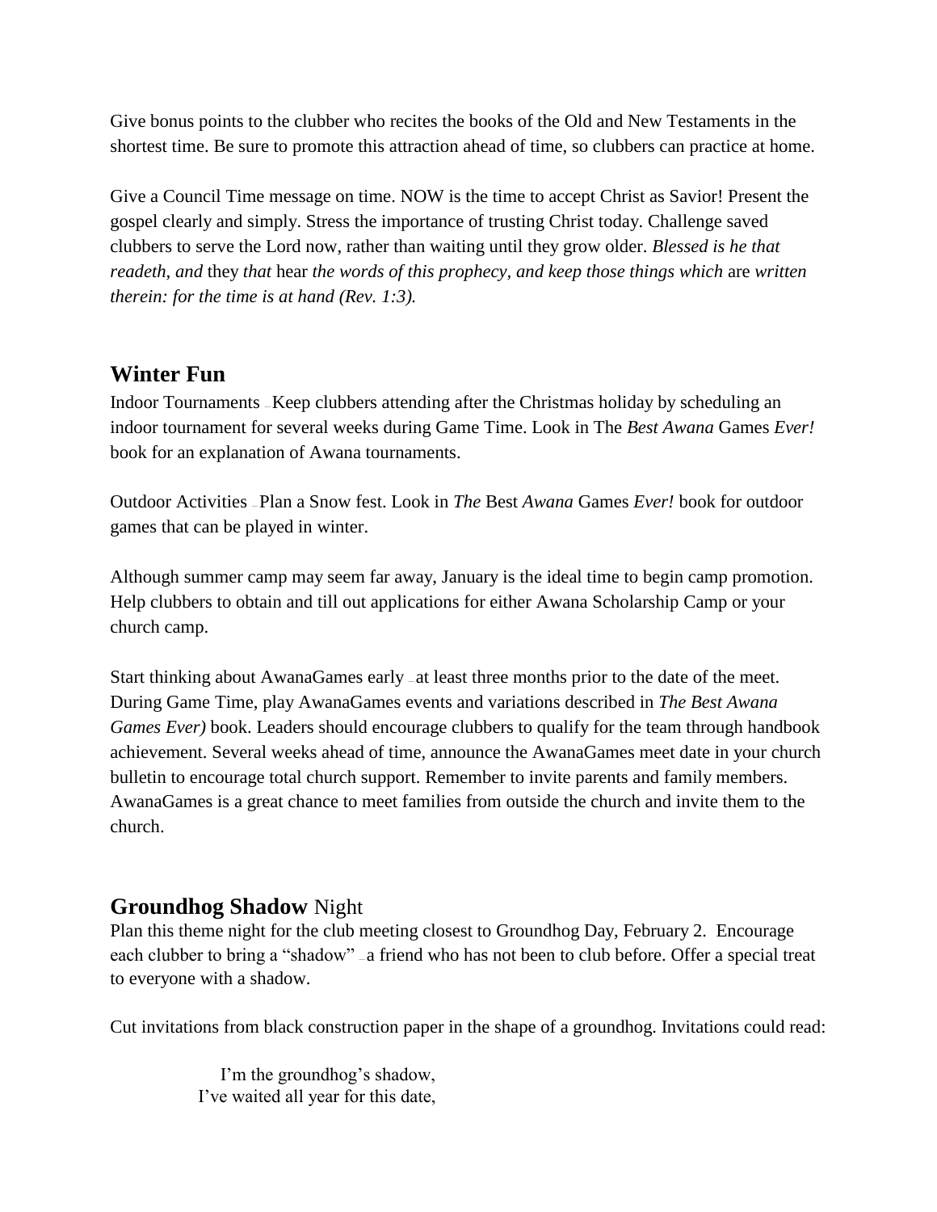Give bonus points to the clubber who recites the books of the Old and New Testaments in the shortest time. Be sure to promote this attraction ahead of time, so clubbers can practice at home.

Give a Council Time message on time. NOW is the time to accept Christ as Savior! Present the gospel clearly and simply. Stress the importance of trusting Christ today. Challenge saved clubbers to serve the Lord now, rather than waiting until they grow older. *Blessed is he that readeth, and* they *that* hear *the words of this prophecy, and keep those things which* are *written therein: for the time is at hand (Rev. 1:3).*

## Winter Fun

Indoor Tournaments – Keep clubbers attending after the Christmas holiday by scheduling an indoor tournament for several weeks during Game Time. Look in The *Best Awana* Games *Ever!* book for an explanation of Awana tournaments.

Outdoor Activities – Plan a Snow fest. Look in *The* Best *Awana* Games *Ever!* book for outdoor games that can be played in winter.

Although summer camp may seem far away, January is the ideal time to begin camp promotion. Help clubbers to obtain and till out applications for either Awana Scholarship Camp or your church camp.

Start thinking about AwanaGames early – at least three months prior to the date of the meet. During Game Time, play AwanaGames events and variations described in *The Best Awana Games Ever)* book. Leaders should encourage clubbers to qualify for the team through handbook achievement. Several weeks ahead of time, announce the AwanaGames meet date in your church bulletin to encourage total church support. Remember to invite parents and family members. AwanaGames is a great chance to meet families from outside the church and invite them to the church.

## **Groundhog Shadow** Night

Plan this theme night for the club meeting closest to Groundhog Day, February 2. Encourage each clubber to bring a "shadow" – a friend who has not been to club before. Offer a special treat to everyone with a shadow.

Cut invitations from black construction paper in the shape of a groundhog. Invitations could read:

> I'm the groundhog's shadow,
> I've waited all year for this date,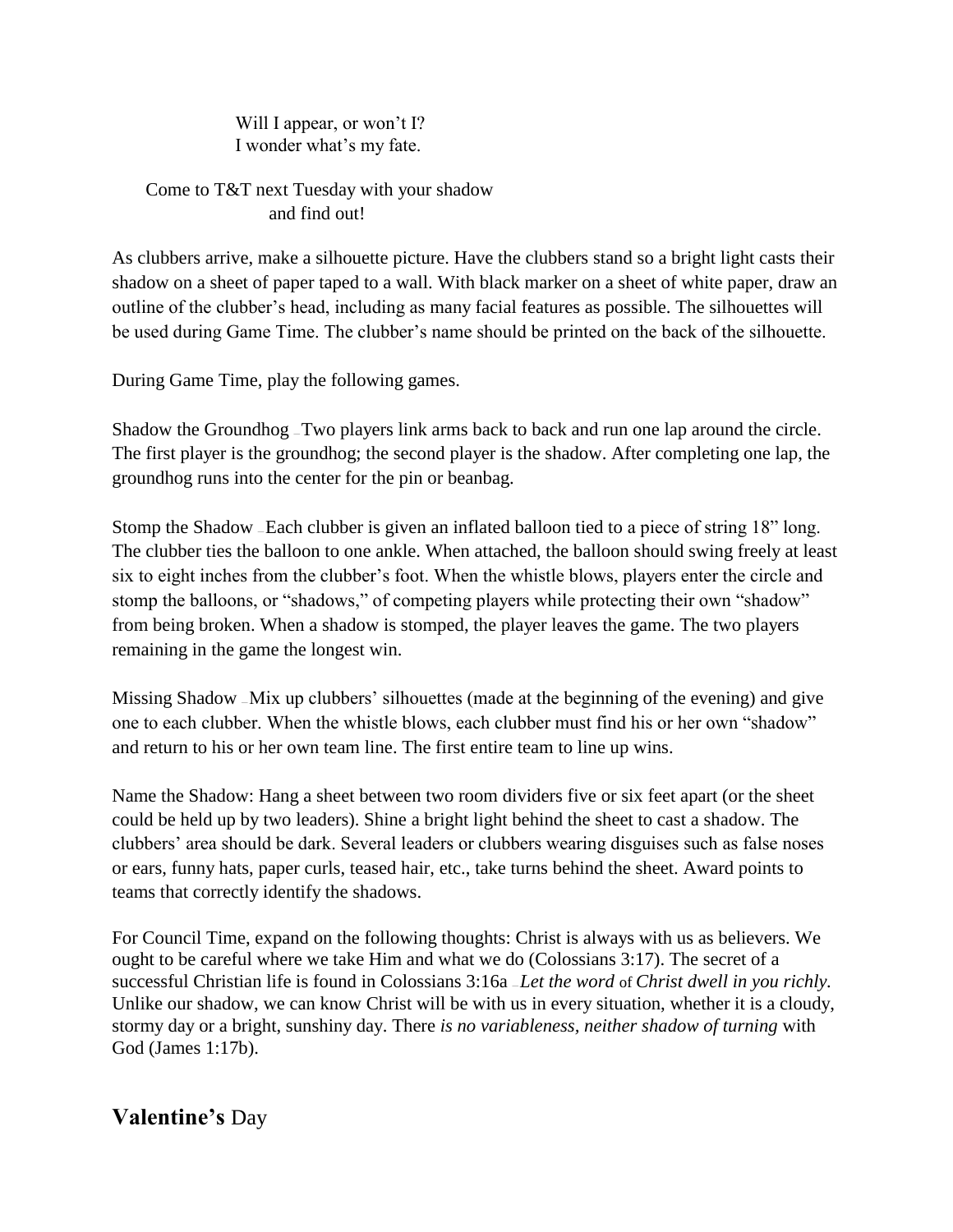Will I appear, or won't I?
I wonder what's my fate.

Come to T&T next Tuesday with your shadow
and find out!

As clubbers arrive, make a silhouette picture. Have the clubbers stand so a bright light casts their shadow on a sheet of paper taped to a wall. With black marker on a sheet of white paper, draw an outline of the clubber's head, including as many facial features as possible. The silhouettes will be used during Game Time. The clubber's name should be printed on the back of the silhouette.

During Game Time, play the following games.

Shadow the Groundhog – Two players link arms back to back and run one lap around the circle. The first player is the groundhog; the second player is the shadow. After completing one lap, the groundhog runs into the center for the pin or beanbag.

Stomp the Shadow – Each clubber is given an inflated balloon tied to a piece of string 18" long. The clubber ties the balloon to one ankle. When attached, the balloon should swing freely at least six to eight inches from the clubber's foot. When the whistle blows, players enter the circle and stomp the balloons, or "shadows," of competing players while protecting their own "shadow" from being broken. When a shadow is stomped, the player leaves the game. The two players remaining in the game the longest win.

Missing Shadow – Mix up clubbers' silhouettes (made at the beginning of the evening) and give one to each clubber. When the whistle blows, each clubber must find his or her own "shadow" and return to his or her own team line. The first entire team to line up wins.

Name the Shadow: Hang a sheet between two room dividers five or six feet apart (or the sheet could be held up by two leaders). Shine a bright light behind the sheet to cast a shadow. The clubbers' area should be dark. Several leaders or clubbers wearing disguises such as false noses or ears, funny hats, paper curls, teased hair, etc., take turns behind the sheet. Award points to teams that correctly identify the shadows.

For Council Time, expand on the following thoughts: Christ is always with us as believers. We ought to be careful where we take Him and what we do (Colossians 3:17). The secret of a successful Christian life is found in Colossians 3:16a – *Let the word of Christ dwell in you richly.* Unlike our shadow, we can know Christ will be with us in every situation, whether it is a cloudy, stormy day or a bright, sunshiny day. There *is no variableness, neither shadow of turning* with God (James 1:17b).

## **Valentine's** Day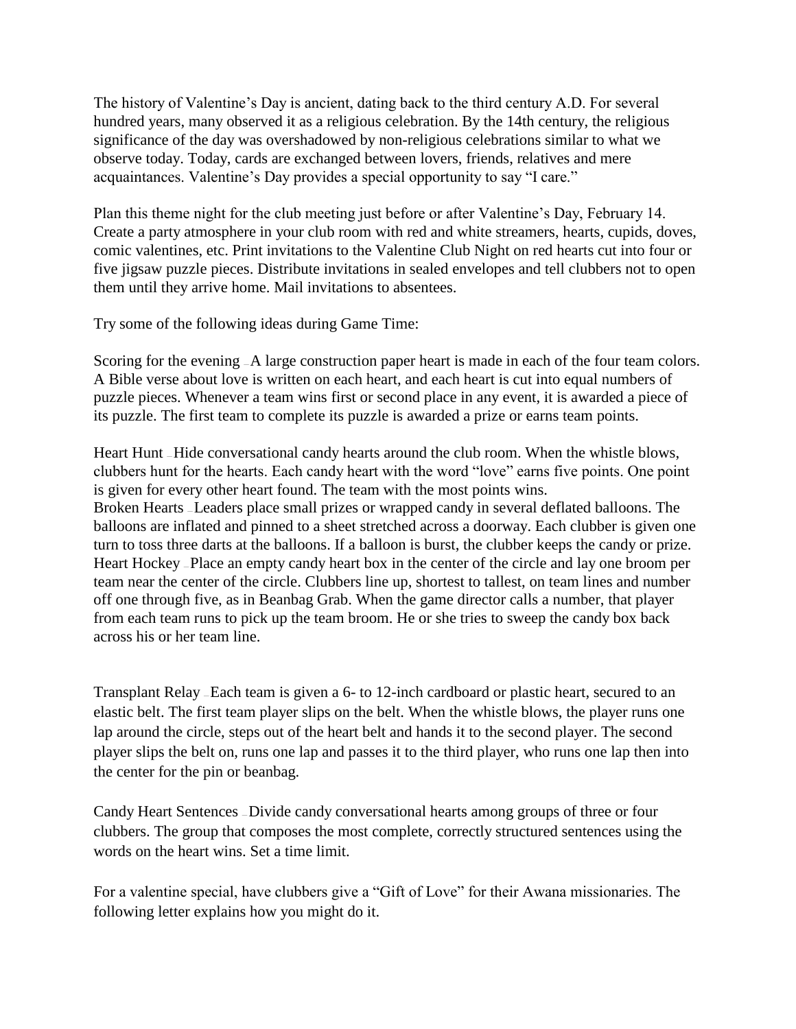The history of Valentine's Day is ancient, dating back to the third century A.D. For several hundred years, many observed it as a religious celebration. By the 14th century, the religious significance of the day was overshadowed by non-religious celebrations similar to what we observe today. Today, cards are exchanged between lovers, friends, relatives and mere acquaintances. Valentine's Day provides a special opportunity to say "I care."

Plan this theme night for the club meeting just before or after Valentine's Day, February 14. Create a party atmosphere in your club room with red and white streamers, hearts, cupids, doves, comic valentines, etc. Print invitations to the Valentine Club Night on red hearts cut into four or five jigsaw puzzle pieces. Distribute invitations in sealed envelopes and tell clubbers not to open them until they arrive home. Mail invitations to absentees.

Try some of the following ideas during Game Time:

Scoring for the evening – A large construction paper heart is made in each of the four team colors. A Bible verse about love is written on each heart, and each heart is cut into equal numbers of puzzle pieces. Whenever a team wins first or second place in any event, it is awarded a piece of its puzzle. The first team to complete its puzzle is awarded a prize or earns team points.

Heart Hunt – Hide conversational candy hearts around the club room. When the whistle blows, clubbers hunt for the hearts. Each candy heart with the word "love" earns five points. One point is given for every other heart found. The team with the most points wins.

Broken Hearts – Leaders place small prizes or wrapped candy in several deflated balloons. The balloons are inflated and pinned to a sheet stretched across a doorway. Each clubber is given one turn to toss three darts at the balloons. If a balloon is burst, the clubber keeps the candy or prize.

Heart Hockey – Place an empty candy heart box in the center of the circle and lay one broom per team near the center of the circle. Clubbers line up, shortest to tallest, on team lines and number off one through five, as in Beanbag Grab. When the game director calls a number, that player from each team runs to pick up the team broom. He or she tries to sweep the candy box back across his or her team line.

Transplant Relay – Each team is given a 6- to 12-inch cardboard or plastic heart, secured to an elastic belt. The first team player slips on the belt. When the whistle blows, the player runs one lap around the circle, steps out of the heart belt and hands it to the second player. The second player slips the belt on, runs one lap and passes it to the third player, who runs one lap then into the center for the pin or beanbag.

Candy Heart Sentences – Divide candy conversational hearts among groups of three or four clubbers. The group that composes the most complete, correctly structured sentences using the words on the heart wins. Set a time limit.

For a valentine special, have clubbers give a "Gift of Love" for their Awana missionaries. The following letter explains how you might do it.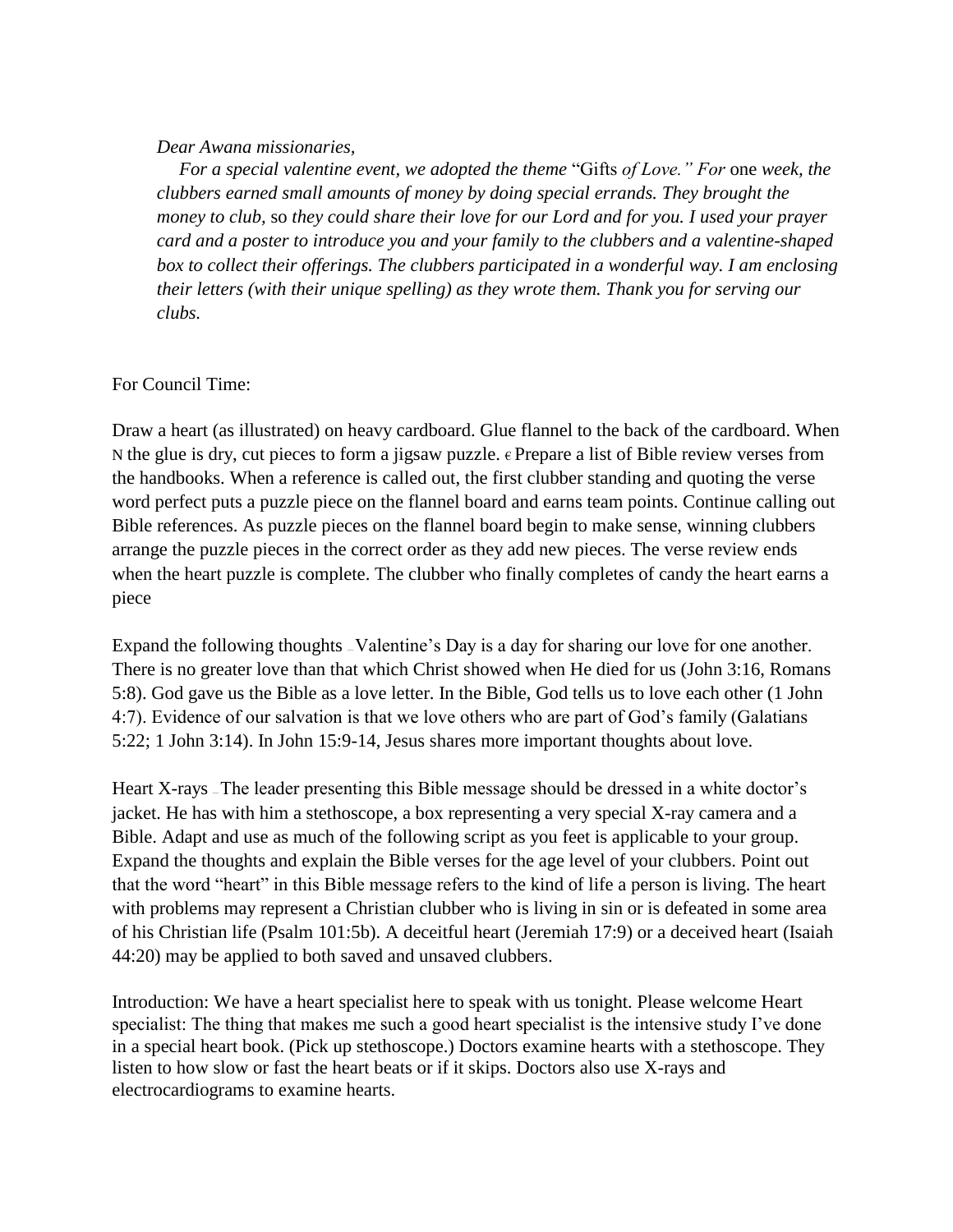*Dear Awana missionaries,*

*For a special valentine event, we adopted the theme* "Gifts *of Love." For* one *week, the clubbers earned small amounts of money by doing special errands. They brought the money to club,* so *they could share their love for our Lord and for you. I used your prayer card and a poster to introduce you and your family to the clubbers and a valentine-shaped box to collect their offerings. The clubbers participated in a wonderful way. I am enclosing their letters (with their unique spelling) as they wrote them. Thank you for serving our clubs.*

For Council Time:

Draw a heart (as illustrated) on heavy cardboard. Glue flannel to the back of the cardboard. When N the glue is dry, cut pieces to form a jigsaw puzzle. ϵ Prepare a list of Bible review verses from the handbooks. When a reference is called out, the first clubber standing and quoting the verse word perfect puts a puzzle piece on the flannel board and earns team points. Continue calling out Bible references. As puzzle pieces on the flannel board begin to make sense, winning clubbers arrange the puzzle pieces in the correct order as they add new pieces. The verse review ends when the heart puzzle is complete. The clubber who finally completes of candy the heart earns a piece

Expand the following thoughts _ Valentine's Day is a day for sharing our love for one another. There is no greater love than that which Christ showed when He died for us (John 3:16, Romans 5:8). God gave us the Bible as a love letter. In the Bible, God tells us to love each other (1 John 4:7). Evidence of our salvation is that we love others who are part of God's family (Galatians 5:22; 1 John 3:14). In John 15:9-14, Jesus shares more important thoughts about love.

Heart X-rays _ The leader presenting this Bible message should be dressed in a white doctor's jacket. He has with him a stethoscope, a box representing a very special X-ray camera and a Bible. Adapt and use as much of the following script as you feet is applicable to your group. Expand the thoughts and explain the Bible verses for the age level of your clubbers. Point out that the word "heart" in this Bible message refers to the kind of life a person is living. The heart with problems may represent a Christian clubber who is living in sin or is defeated in some area of his Christian life (Psalm 101:5b). A deceitful heart (Jeremiah 17:9) or a deceived heart (Isaiah 44:20) may be applied to both saved and unsaved clubbers.

Introduction: We have a heart specialist here to speak with us tonight. Please welcome Heart specialist: The thing that makes me such a good heart specialist is the intensive study I've done in a special heart book. (Pick up stethoscope.) Doctors examine hearts with a stethoscope. They listen to how slow or fast the heart beats or if it skips. Doctors also use X-rays and electrocardiograms to examine hearts.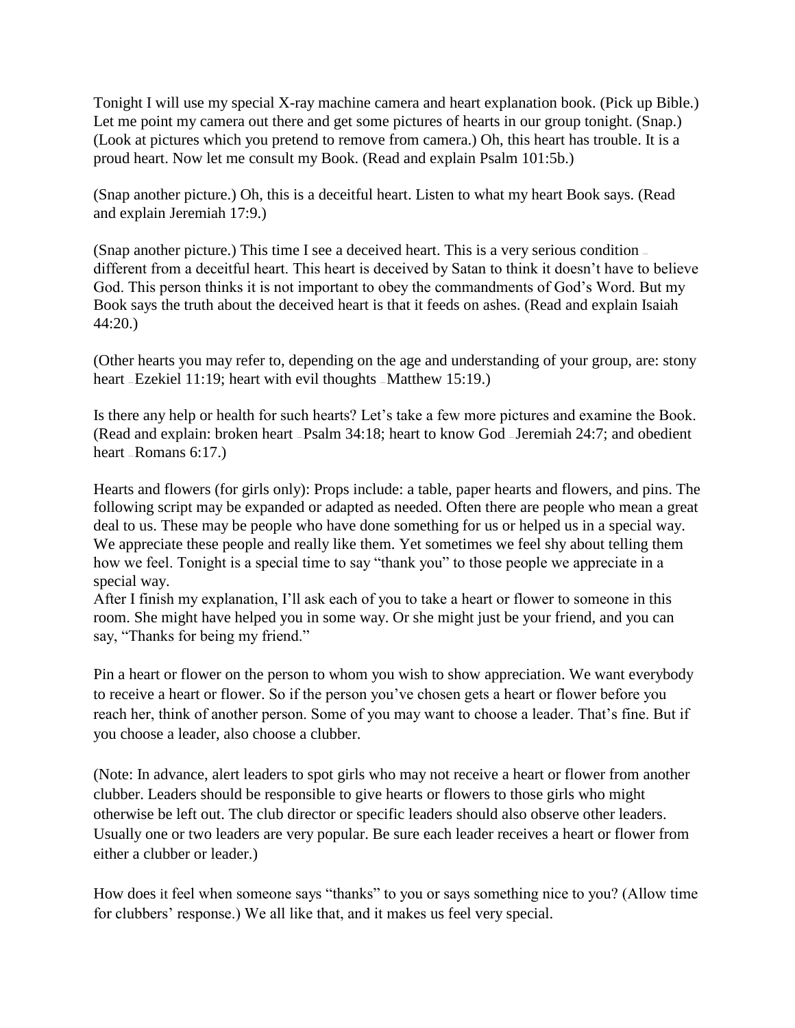Tonight I will use my special X-ray machine camera and heart explanation book. (Pick up Bible.) Let me point my camera out there and get some pictures of hearts in our group tonight. (Snap.) (Look at pictures which you pretend to remove from camera.) Oh, this heart has trouble. It is a proud heart. Now let me consult my Book. (Read and explain Psalm 101:5b.)

(Snap another picture.) Oh, this is a deceitful heart. Listen to what my heart Book says. (Read and explain Jeremiah 17:9.)

(Snap another picture.) This time I see a deceived heart. This is a very serious condition – different from a deceitful heart. This heart is deceived by Satan to think it doesn't have to believe God. This person thinks it is not important to obey the commandments of God's Word. But my Book says the truth about the deceived heart is that it feeds on ashes. (Read and explain Isaiah 44:20.)

(Other hearts you may refer to, depending on the age and understanding of your group, are: stony heart – Ezekiel 11:19; heart with evil thoughts – Matthew 15:19.)

Is there any help or health for such hearts? Let's take a few more pictures and examine the Book. (Read and explain: broken heart – Psalm 34:18; heart to know God – Jeremiah 24:7; and obedient heart – Romans 6:17.)

Hearts and flowers (for girls only): Props include: a table, paper hearts and flowers, and pins. The following script may be expanded or adapted as needed. Often there are people who mean a great deal to us. These may be people who have done something for us or helped us in a special way. We appreciate these people and really like them. Yet sometimes we feel shy about telling them how we feel. Tonight is a special time to say "thank you" to those people we appreciate in a special way.
After I finish my explanation, I'll ask each of you to take a heart or flower to someone in this room. She might have helped you in some way. Or she might just be your friend, and you can say, "Thanks for being my friend."

Pin a heart or flower on the person to whom you wish to show appreciation. We want everybody to receive a heart or flower. So if the person you've chosen gets a heart or flower before you reach her, think of another person. Some of you may want to choose a leader. That's fine. But if you choose a leader, also choose a clubber.

(Note: In advance, alert leaders to spot girls who may not receive a heart or flower from another clubber. Leaders should be responsible to give hearts or flowers to those girls who might otherwise be left out. The club director or specific leaders should also observe other leaders. Usually one or two leaders are very popular. Be sure each leader receives a heart or flower from either a clubber or leader.)

How does it feel when someone says "thanks" to you or says something nice to you? (Allow time for clubbers' response.) We all like that, and it makes us feel very special.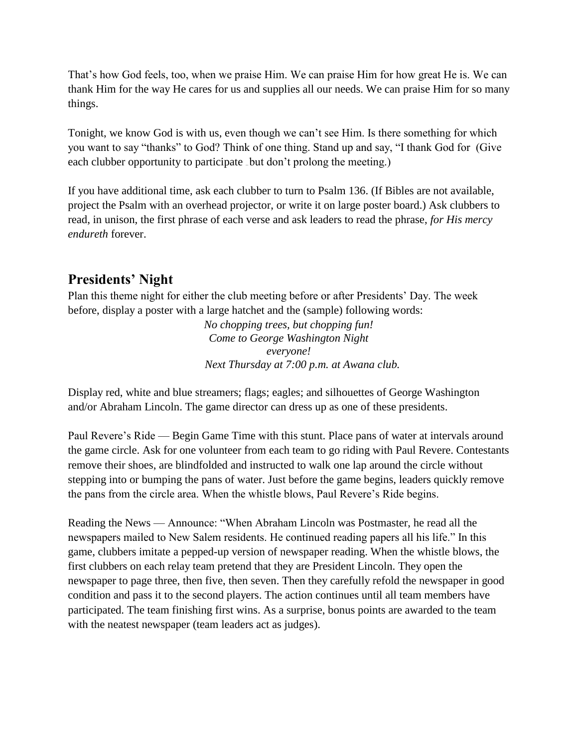That's how God feels, too, when we praise Him. We can praise Him for how great He is. We can thank Him for the way He cares for us and supplies all our needs. We can praise Him for so many things.

Tonight, we know God is with us, even though we can't see Him. Is there something for which you want to say "thanks" to God? Think of one thing. Stand up and say, "I thank God for (Give each clubber opportunity to participate … but don't prolong the meeting.)

If you have additional time, ask each clubber to turn to Psalm 136. (If Bibles are not available, project the Psalm with an overhead projector, or write it on large poster board.) Ask clubbers to read, in unison, the first phrase of each verse and ask leaders to read the phrase, *for His mercy endureth* forever.

## Presidents' Night

Plan this theme night for either the club meeting before or after Presidents' Day. The week before, display a poster with a large hatchet and the (sample) following words:

*No chopping trees, but chopping fun!*
*Come to George Washington Night*
*everyone!*
*Next Thursday at 7:00 p.m. at Awana club.*

Display red, white and blue streamers; flags; eagles; and silhouettes of George Washington and/or Abraham Lincoln. The game director can dress up as one of these presidents.

Paul Revere's Ride — Begin Game Time with this stunt. Place pans of water at intervals around the game circle. Ask for one volunteer from each team to go riding with Paul Revere. Contestants remove their shoes, are blindfolded and instructed to walk one lap around the circle without stepping into or bumping the pans of water. Just before the game begins, leaders quickly remove the pans from the circle area. When the whistle blows, Paul Revere's Ride begins.

Reading the News — Announce: "When Abraham Lincoln was Postmaster, he read all the newspapers mailed to New Salem residents. He continued reading papers all his life." In this game, clubbers imitate a pepped-up version of newspaper reading. When the whistle blows, the first clubbers on each relay team pretend that they are President Lincoln. They open the newspaper to page three, then five, then seven. Then they carefully refold the newspaper in good condition and pass it to the second players. The action continues until all team members have participated. The team finishing first wins. As a surprise, bonus points are awarded to the team with the neatest newspaper (team leaders act as judges).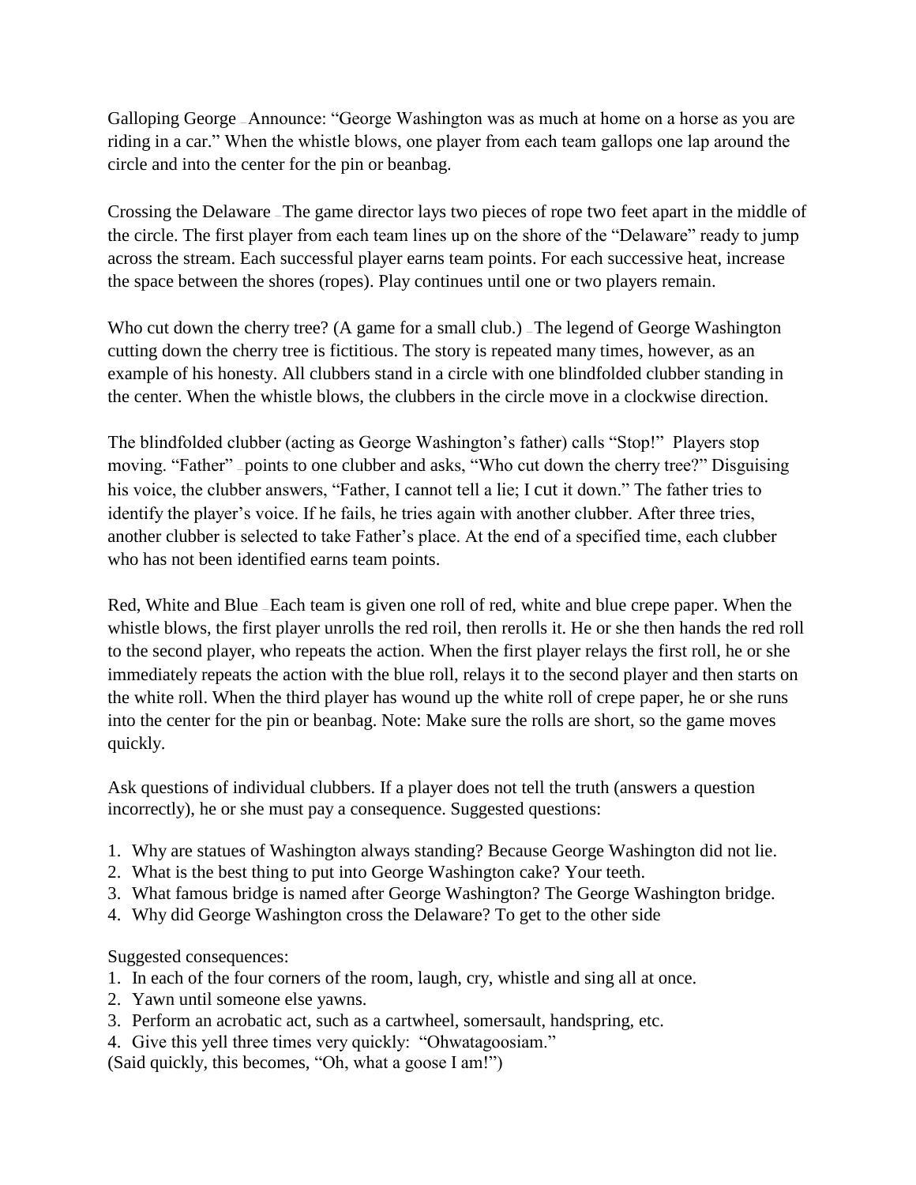Galloping George – Announce: "George Washington was as much at home on a horse as you are riding in a car." When the whistle blows, one player from each team gallops one lap around the circle and into the center for the pin or beanbag.

Crossing the Delaware – The game director lays two pieces of rope two feet apart in the middle of the circle. The first player from each team lines up on the shore of the "Delaware" ready to jump across the stream. Each successful player earns team points. For each successive heat, increase the space between the shores (ropes). Play continues until one or two players remain.

Who cut down the cherry tree? (A game for a small club.) – The legend of George Washington cutting down the cherry tree is fictitious. The story is repeated many times, however, as an example of his honesty. All clubbers stand in a circle with one blindfolded clubber standing in the center. When the whistle blows, the clubbers in the circle move in a clockwise direction.

The blindfolded clubber (acting as George Washington's father) calls "Stop!" Players stop moving. "Father" – points to one clubber and asks, "Who cut down the cherry tree?" Disguising his voice, the clubber answers, "Father, I cannot tell a lie; I cut it down." The father tries to identify the player's voice. If he fails, he tries again with another clubber. After three tries, another clubber is selected to take Father's place. At the end of a specified time, each clubber who has not been identified earns team points.

Red, White and Blue – Each team is given one roll of red, white and blue crepe paper. When the whistle blows, the first player unrolls the red roil, then rerolls it. He or she then hands the red roll to the second player, who repeats the action. When the first player relays the first roll, he or she immediately repeats the action with the blue roll, relays it to the second player and then starts on the white roll. When the third player has wound up the white roll of crepe paper, he or she runs into the center for the pin or beanbag. Note: Make sure the rolls are short, so the game moves quickly.

Ask questions of individual clubbers. If a player does not tell the truth (answers a question incorrectly), he or she must pay a consequence. Suggested questions:

1. Why are statues of Washington always standing? Because George Washington did not lie.
2. What is the best thing to put into George Washington cake? Your teeth.
3. What famous bridge is named after George Washington? The George Washington bridge.
4. Why did George Washington cross the Delaware? To get to the other side

Suggested consequences:
1. In each of the four corners of the room, laugh, cry, whistle and sing all at once.
2. Yawn until someone else yawns.
3. Perform an acrobatic act, such as a cartwheel, somersault, handspring, etc.
4. Give this yell three times very quickly: "Ohwatagoosiam."

(Said quickly, this becomes, "Oh, what a goose I am!")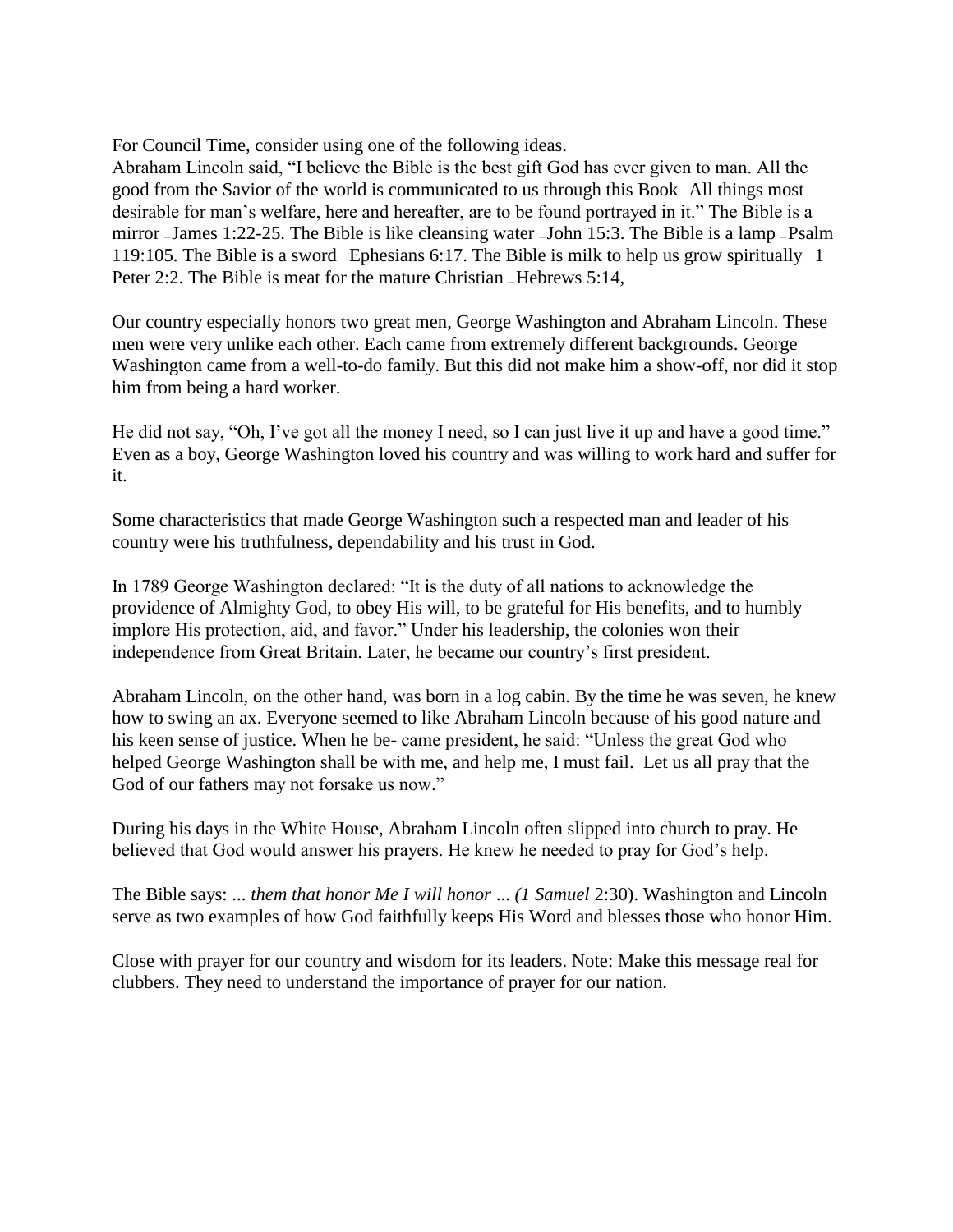For Council Time, consider using one of the following ideas.
Abraham Lincoln said, "I believe the Bible is the best gift God has ever given to man. All the good from the Savior of the world is communicated to us through this Book – All things most desirable for man's welfare, here and hereafter, are to be found portrayed in it." The Bible is a mirror – James 1:22-25. The Bible is like cleansing water – John 15:3. The Bible is a lamp – Psalm 119:105. The Bible is a sword – Ephesians 6:17. The Bible is milk to help us grow spiritually – 1 Peter 2:2. The Bible is meat for the mature Christian – Hebrews 5:14,

Our country especially honors two great men, George Washington and Abraham Lincoln. These men were very unlike each other. Each came from extremely different backgrounds. George Washington came from a well-to-do family. But this did not make him a show-off, nor did it stop him from being a hard worker.

He did not say, "Oh, I've got all the money I need, so I can just live it up and have a good time." Even as a boy, George Washington loved his country and was willing to work hard and suffer for it.

Some characteristics that made George Washington such a respected man and leader of his country were his truthfulness, dependability and his trust in God.

In 1789 George Washington declared: "It is the duty of all nations to acknowledge the providence of Almighty God, to obey His will, to be grateful for His benefits, and to humbly implore His protection, aid, and favor." Under his leadership, the colonies won their independence from Great Britain. Later, he became our country's first president.

Abraham Lincoln, on the other hand, was born in a log cabin. By the time he was seven, he knew how to swing an ax. Everyone seemed to like Abraham Lincoln because of his good nature and his keen sense of justice. When he be- came president, he said: "Unless the great God who helped George Washington shall be with me, and help me, I must fail. Let us all pray that the God of our fathers may not forsake us now."

During his days in the White House, Abraham Lincoln often slipped into church to pray. He believed that God would answer his prayers. He knew he needed to pray for God's help.

The Bible says: *... them that honor Me I will honor ... (1 Samuel* 2:30). Washington and Lincoln serve as two examples of how God faithfully keeps His Word and blesses those who honor Him.

Close with prayer for our country and wisdom for its leaders. Note: Make this message real for clubbers. They need to understand the importance of prayer for our nation.